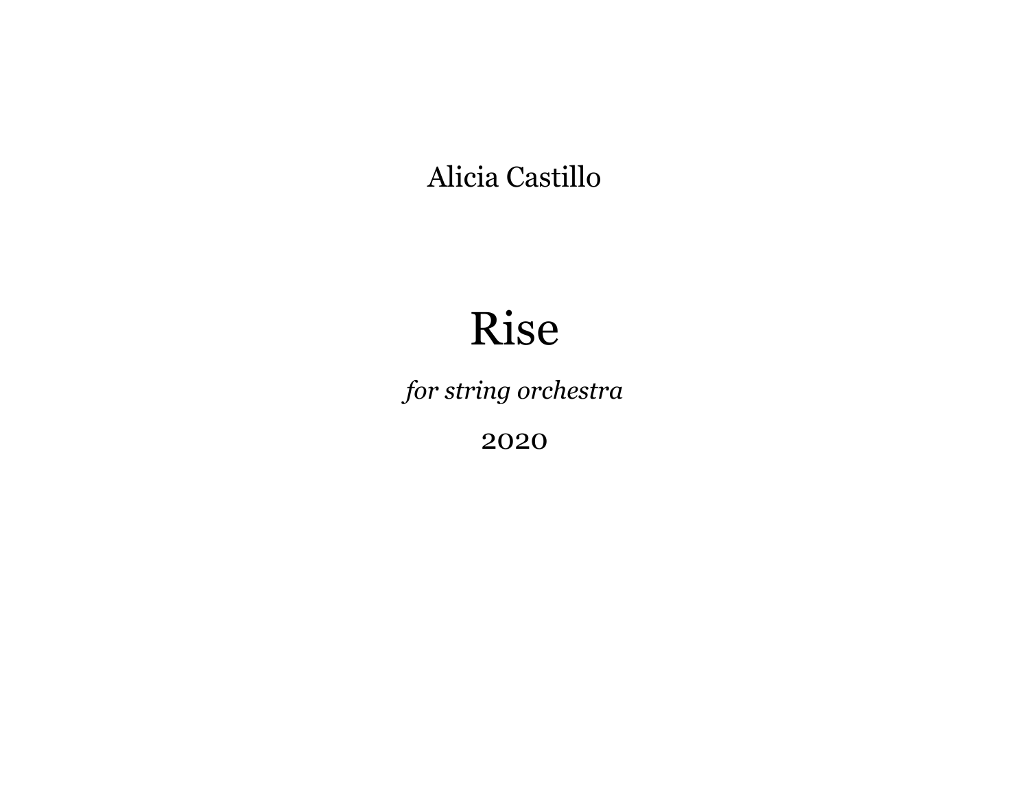Alicia Castillo

# Rise

*for string orchestra*

2020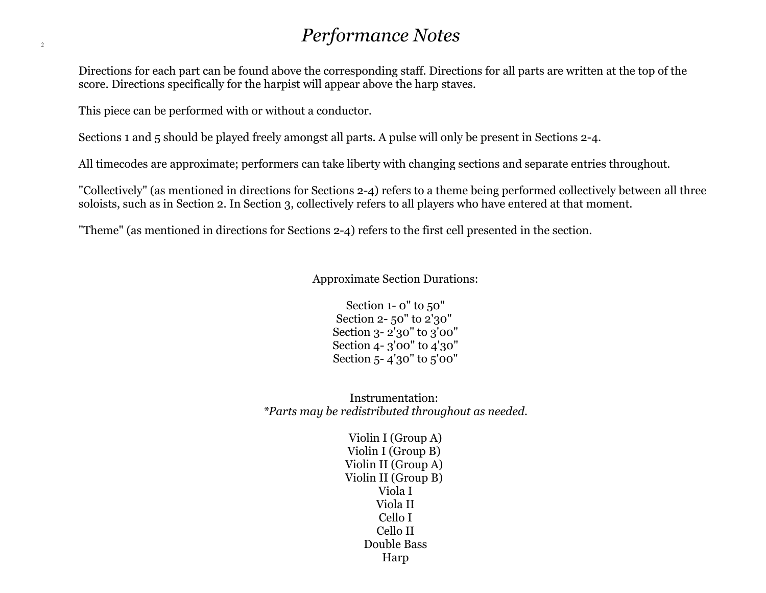# *Performance Notes*

Directions for each part can be found above the corresponding staff. Directions for all parts are written at the top of the score. Directions specifically for the harpist will appear above the harp staves.

This piece can be performed with or without a conductor.

Sections 1 and 5 should be played freely amongst all parts. A pulse will only be present in Sections 2-4.

All timecodes are approximate; performers can take liberty with changing sections and separate entries throughout.

"Collectively" (as mentioned in directions for Sections 2-4) refers to a theme being performed collectively between all three soloists, such as in Section 2. In Section 3, collectively refers to all players who have entered at that moment.

"Theme" (as mentioned in directions for Sections 2-4) refers to the first cell presented in the section.

Approximate Section Durations:

Section 1- 0" to 50"
Section 2- 50" to 2'30"
Section 3- 2'30" to 3'00"
Section 4- 3'00" to 4'30"
Section 5- 4'30" to 5'00"

Instrumentation:
*\*Parts may be redistributed throughout as needed.*

Violin I (Group A)
Violin I (Group B)
Violin II (Group A)
Violin II (Group B)
Viola I
Viola II
Cello I
Cello II
Double Bass
Harp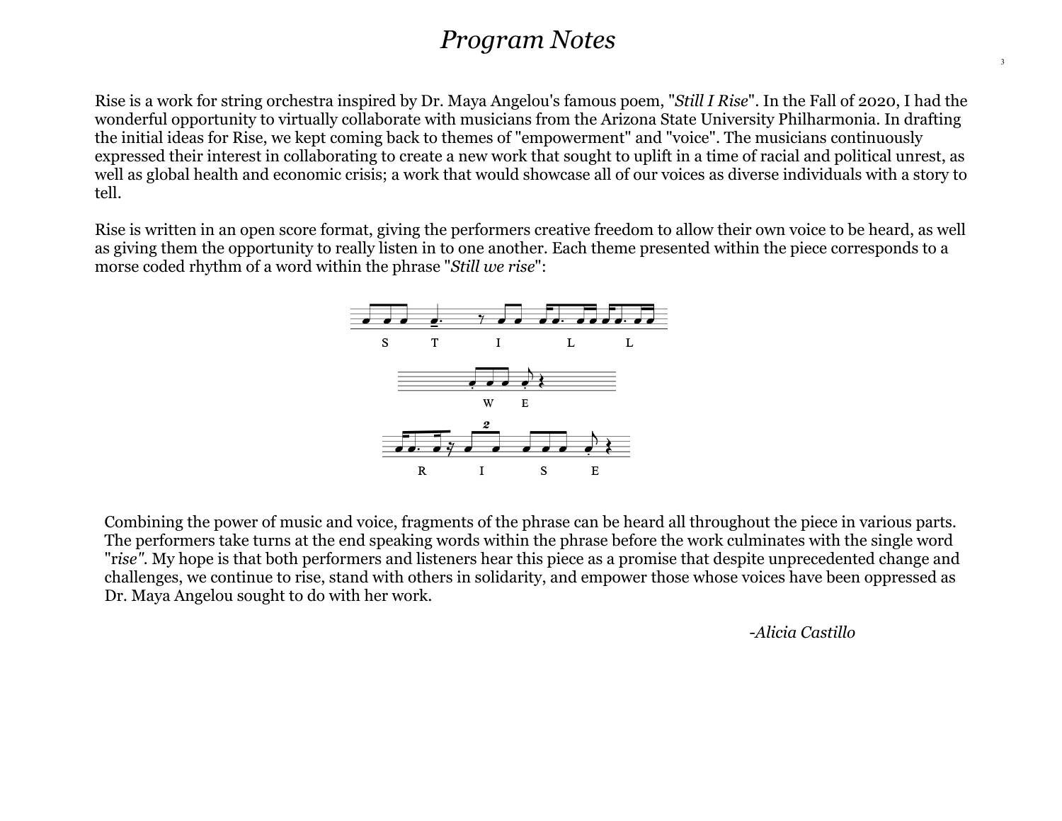# Program Notes

Rise is a work for string orchestra inspired by Dr. Maya Angelou's famous poem, "*Still I Rise*". In the Fall of 2020, I had the wonderful opportunity to virtually collaborate with musicians from the Arizona State University Philharmonia. In drafting the initial ideas for Rise, we kept coming back to themes of "empowerment" and "voice". The musicians continuously expressed their interest in collaborating to create a new work that sought to uplift in a time of racial and political unrest, as well as global health and economic crisis; a work that would showcase all of our voices as diverse individuals with a story to tell.

Rise is written in an open score format, giving the performers creative freedom to allow their own voice to be heard, as well as giving them the opportunity to really listen in to one another. Each theme presented within the piece corresponds to a morse coded rhythm of a word within the phrase "*Still we rise*":

S T I L L

W E

R I S E

Combining the power of music and voice, fragments of the phrase can be heard all throughout the piece in various parts. The performers take turns at the end speaking words within the phrase before the work culminates with the single word "r*ise"*. My hope is that both performers and listeners hear this piece as a promise that despite unprecedented change and challenges, we continue to rise, stand with others in solidarity, and empower those whose voices have been oppressed as Dr. Maya Angelou sought to do with her work.

*-Alicia Castillo*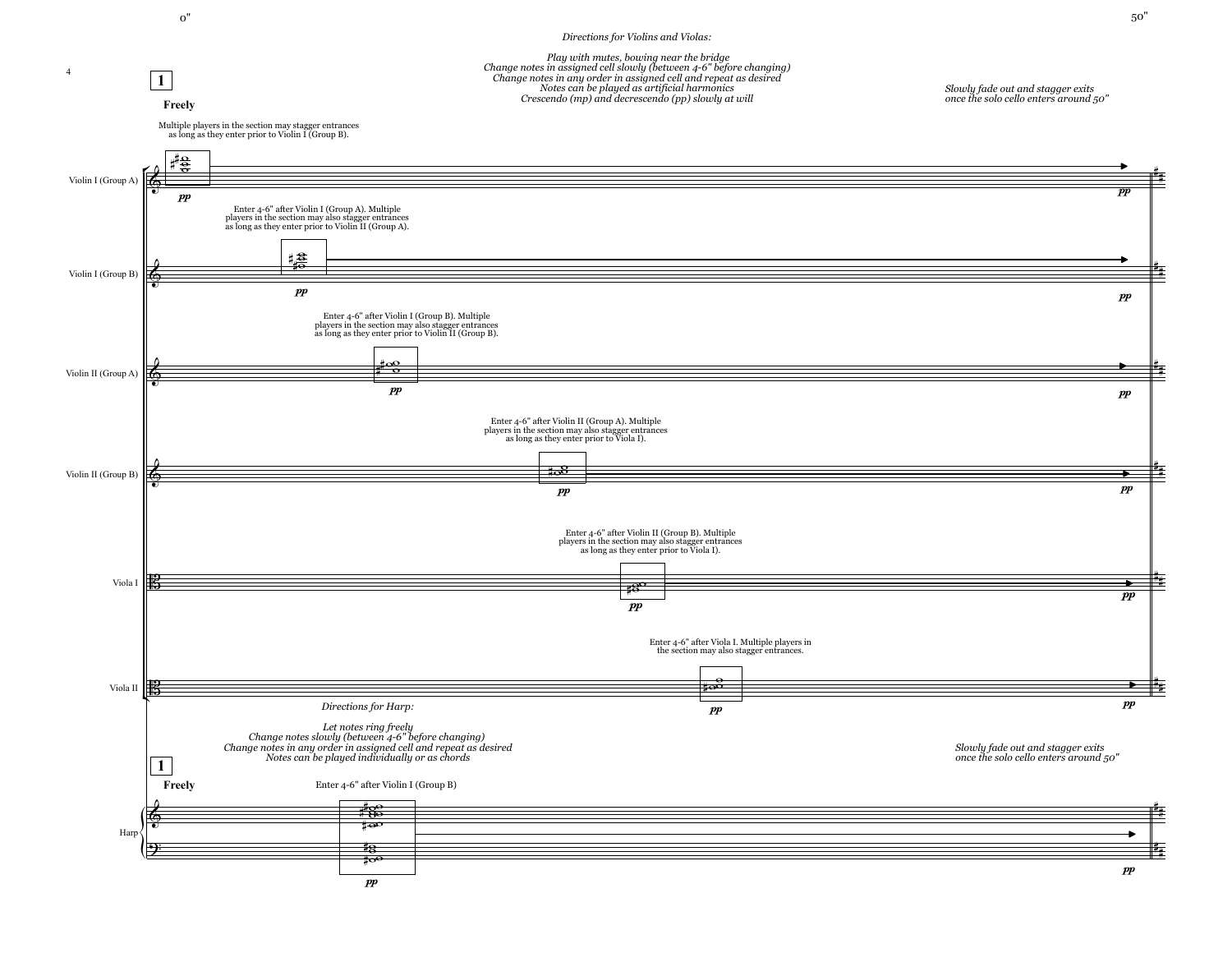0"

50"

*Directions for Violins and Violas:*

*Play with mutes, bowing near the bridge*
*Change notes in assigned cell slowly (between 4-6" before changing)*
*Change notes in any order in assigned cell and repeat as desired*
*Notes can be played as artificial harmonics*
*Crescendo (mp) and decrescendo (pp) slowly at will*

*Slowly fade out and stagger exits once the solo cello enters around 50"*

**1**

**Freely**

Multiple players in the section may stagger entrances as long as they enter prior to Violin I (Group B).

Violin I (Group A) — *pp* ... *pp*

Enter 4-6" after Violin I (Group A). Multiple players in the section may also stagger entrances as long as they enter prior to Violin II (Group A).

Violin I (Group B) — *pp* ... *pp*

Enter 4-6" after Violin I (Group B). Multiple players in the section may also stagger entrances as long as they enter prior to Violin II (Group B).

Violin II (Group A) — *pp* ... *pp*

Enter 4-6" after Violin II (Group A). Multiple players in the section may also stagger entrances as long as they enter prior to Viola I).

Violin II (Group B) — *pp* ... *pp*

Enter 4-6" after Violin II (Group B). Multiple players in the section may also stagger entrances as long as they enter prior to Viola I).

Viola I — *pp* ... *pp*

Enter 4-6" after Viola I. Multiple players in the section may also stagger entrances.

Viola II — *pp* ... *pp*

*Directions for Harp:*

*Let notes ring freely*
*Change notes slowly (between 4-6" before changing)*
*Change notes in any order in assigned cell and repeat as desired*
*Notes can be played individually or as chords*

*Slowly fade out and stagger exits once the solo cello enters around 50"*

**1**

**Freely**

Enter 4-6" after Violin I (Group B)

Harp — *pp* ... *pp*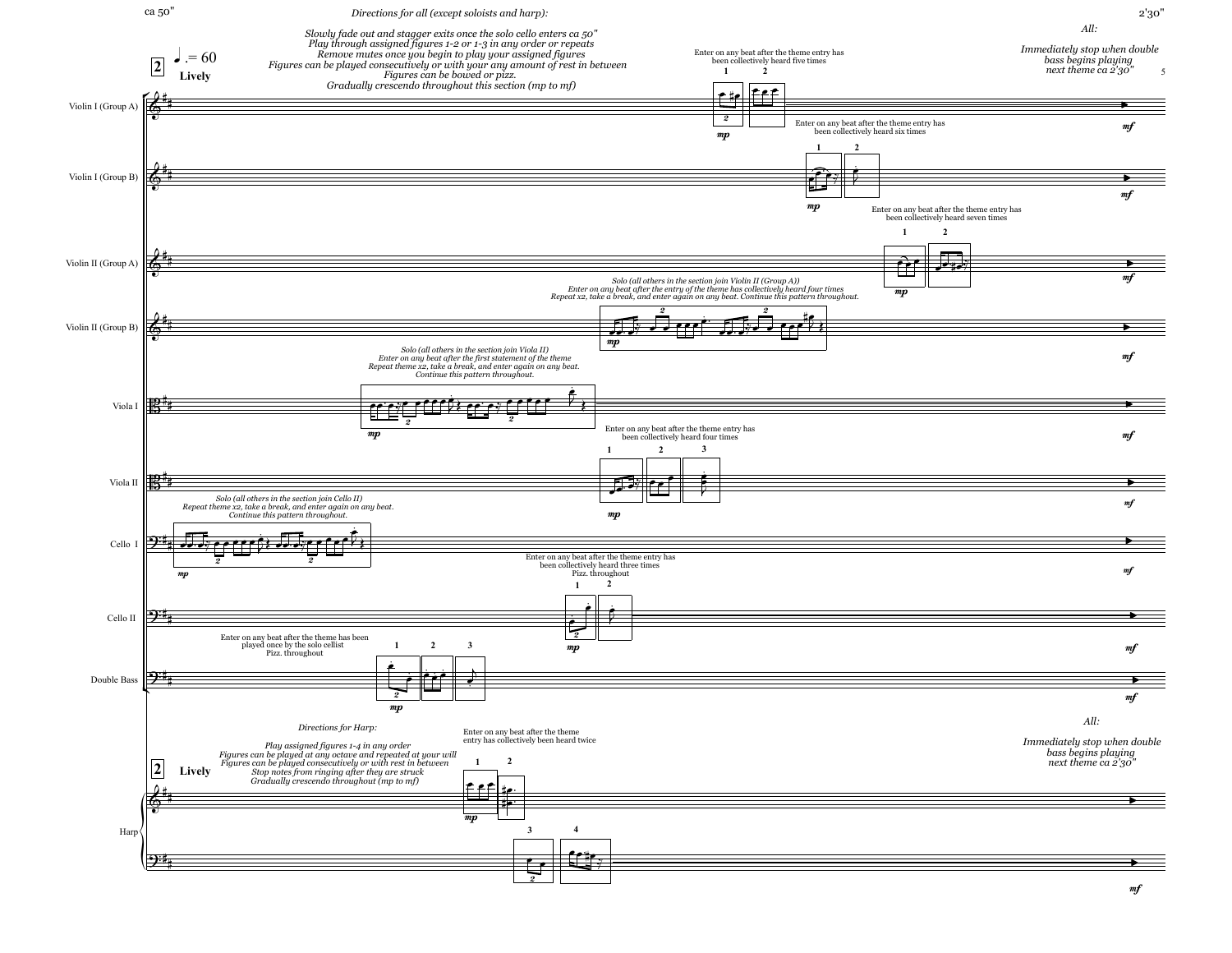ca 50"

*Directions for all (except soloists and harp):*

*Slowly fade out and stagger exits once the solo cello enters ca 50"*
*Play through assigned figures 1-2 or 1-3 in any order or repeats*
*Remove mutes once you begin to play your assigned figures*
*Figures can be played consecutively or with your any amount of rest in between*
*Figures can be bowed or pizz.*
*Gradually crescendo throughout this section (mp to mf)*

2'30"

*All:*

*Immediately stop when double bass begins playing next theme ca 2'30"*

**2** ♩. = 60 **Lively**

Violin I (Group A) — Enter on any beat after the theme entry has been collectively heard five times — 1, 2 — mp … mf

Violin I (Group B) — Enter on any beat after the theme entry has been collectively heard six times — 1, 2 — mp … mf

Violin II (Group A) — Enter on any beat after the theme entry has been collectively heard seven times — 1, 2 — mp … mf

Violin II (Group B) — *Solo (all others in the section join Violin II (Group A))* Enter on any beat after the entry of the theme has collectively heard four times. Repeat x2, take a break, and enter again on any beat. Continue this pattern throughout. — mp … mf

Viola I — *Solo (all others in the section join Viola II)* Enter on any beat after the first statement of the theme. Repeat theme x2, take a break, and enter again on any beat. Continue this pattern throughout. — mp … mf

Viola II — Enter on any beat after the theme entry has been collectively heard four times — 1, 2, 3 — mp … mf

Cello I — *Solo (all others in the section join Cello II)* Repeat theme x2, take a break, and enter again on any beat. Continue this pattern throughout. — mp … mf

Cello II — Enter on any beat after the theme entry has been collectively heard three times. Pizz. throughout — 1, 2 — mp … mf

Double Bass — Enter on any beat after the theme has been played once by the solo cellist. Pizz. throughout — 1, 2, 3 — mp … mf

*Directions for Harp:*

*Play assigned figures 1-4 in any order*
*Figures can be played at any octave and repeated at your will*
*Figures can be played consecutively or with rest in between*
*Stop notes from ringing after they are struck*
*Gradually crescendo throughout (mp to mf)*

**2** **Lively**

Harp — Enter on any beat after the theme entry has collectively been heard twice — 1, 2, 3, 4 — mp … mf

*All:*

*Immediately stop when double bass begins playing next theme ca 2'30"*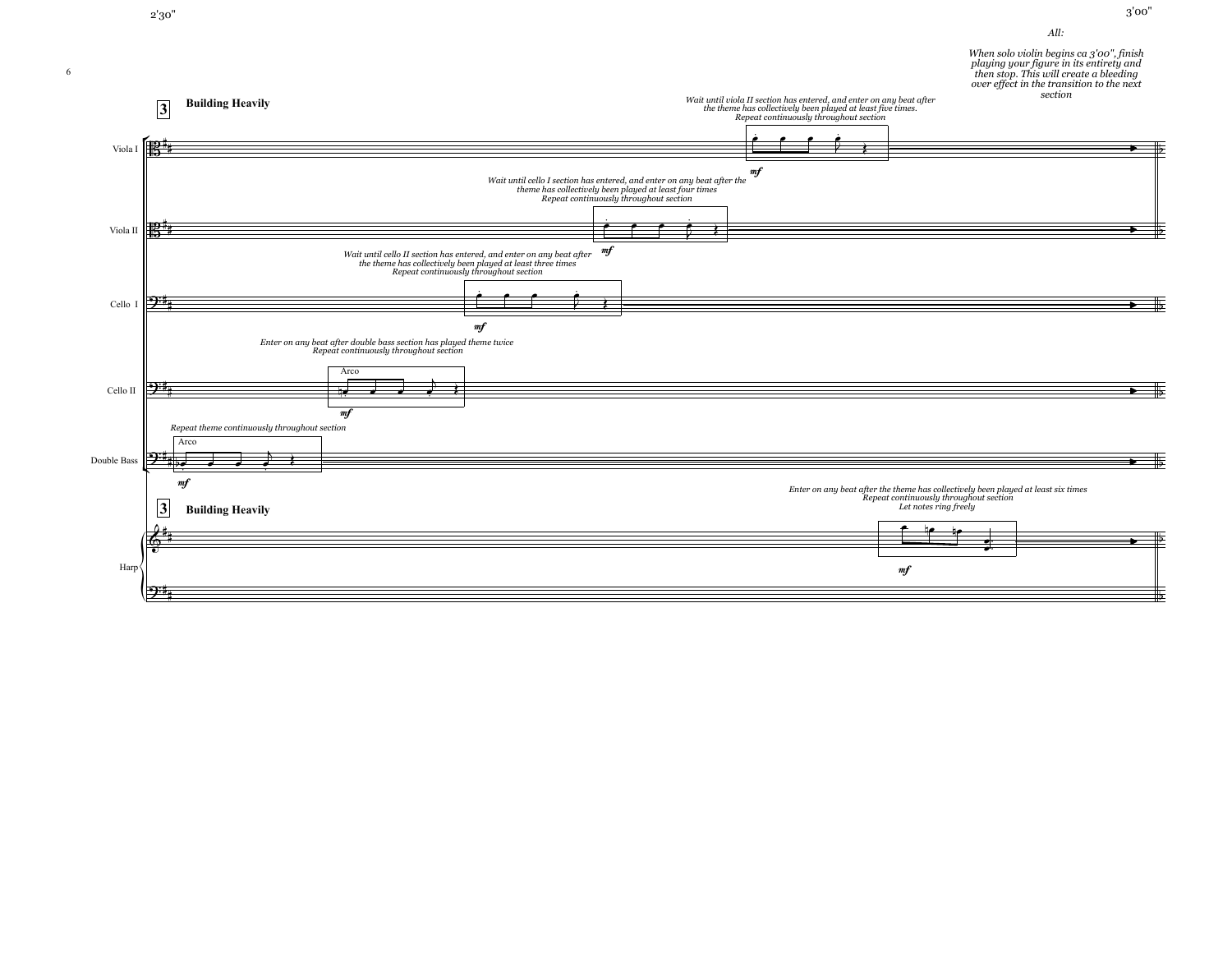2'30"

3'00"

*All:*

*When solo violin begins ca 3'00", finish playing your figure in its entirety and then stop. This will create a bleeding over effect in the transition to the next section*

**3** **Building Heavily**

Viola I

*Wait until viola II section has entered, and enter on any beat after the theme has collectively been played at least five times. Repeat continuously throughout section*

*mf*

Viola II

*Wait until cello I section has entered, and enter on any beat after the theme has collectively been played at least four times Repeat continuously throughout section*

*mf*

Cello I

*Wait until cello II section has entered, and enter on any beat after the theme has collectively been played at least three times Repeat continuously throughout section*

*mf*

Cello II

*Enter on any beat after double bass section has played theme twice Repeat continuously throughout section*

Arco

*mf*

Double Bass

*Repeat theme continuously throughout section*

Arco

*mf*

**3** **Building Heavily**

Harp

*Enter on any beat after the theme has collectively been played at least six times Repeat continuously throughout section Let notes ring freely*

*mf*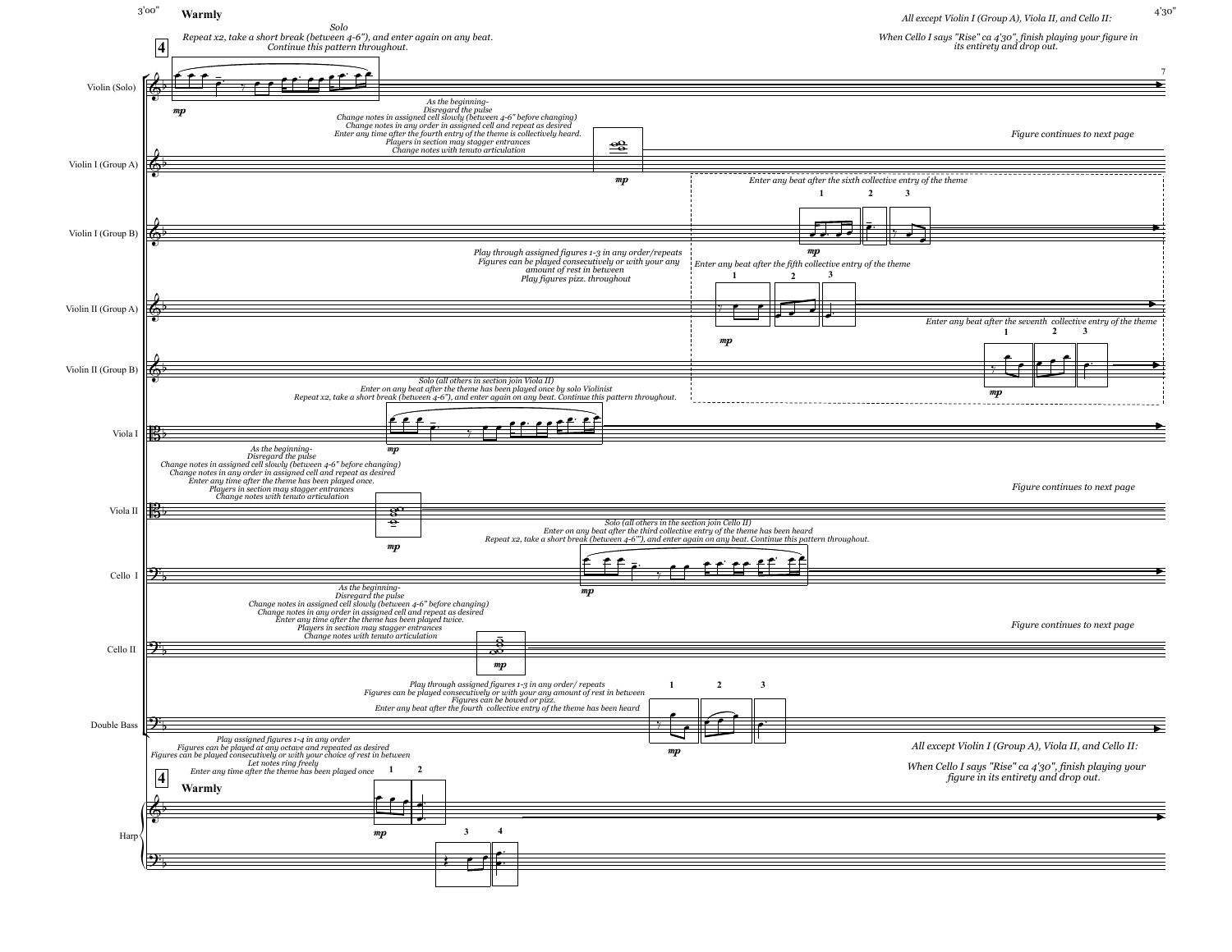3'00" **Warmly** 4'30"

**4**

*Solo*
*Repeat x2, take a short break (between 4-6"), and enter again on any beat.*
*Continue this pattern throughout.*

*All except Violin I (Group A), Viola II, and Cello II:*

*When Cello I says "Rise" ca 4'30", finish playing your figure in its entirety and drop out.*

Violin (Solo)

*mp*

*As the beginning-*
*Disregard the pulse*
*Change notes in assigned cell slowly (between 4-6" before changing)*
*Change notes in any order in assigned cell and repeat as desired*
*Enter any time after the fourth entry of the theme is collectively heard.*
*Players in section may stagger entrances*
*Change notes with tenuto articulation*

Violin I (Group A)

*mp*

*Figure continues to next page*

*Enter any beat after the sixth collective entry of the theme*

1 2 3

Violin I (Group B)

*mp*

*Play through assigned figures 1-3 in any order/repeats*
*Figures can be played consecutively or with your any amount of rest in between*
*Play figures pizz. throughout*

*Enter any beat after the fifth collective entry of the theme*

1 2 3

Violin II (Group A)

*mp*

*Enter any beat after the seventh collective entry of the theme*

1 2 3

Violin II (Group B)

*mp*

*Solo (all others in section join Viola II)*
*Enter on any beat after the theme has been played once by solo Violinist*
*Repeat x2, take a short break (between 4-6"), and enter again on any beat. Continue this pattern throughout.*

Viola I

*mp*

*As the beginning-*
*Disregard the pulse*
*Change notes in assigned cell slowly (between 4-6" before changing)*
*Change notes in any order in assigned cell and repeat as desired*
*Enter any time after the theme has been played once.*
*Players in section may stagger entrances*
*Change notes with tenuto articulation*

Viola II

*mp*

*Figure continues to next page*

*Solo (all others in the section join Cello II)*
*Enter on any beat after the third collective entry of the theme has been heard*
*Repeat x2, take a short break (between 4-6"), and enter again on any beat. Continue this pattern throughout.*

Cello I

*mp*

*As the beginning-*
*Disregard the pulse*
*Change notes in assigned cell slowly (between 4-6" before changing)*
*Change notes in any order in assigned cell and repeat as desired*
*Enter any time after the theme has been played twice.*
*Players in section may stagger entrances*
*Change notes with tenuto articulation*

Cello II

*mp*

*Figure continues to next page*

*Play through assigned figures 1-3 in any order/ repeats*
*Figures can be played consecutively or with your any amount of rest in between*
*Figures can be bowed or pizz.*
*Enter any beat after the fourth collective entry of the theme has been heard*

1 2 3

Double Bass

*mp*

*Play assigned figures 1-4 in any order*
*Figures can be played at any octave and repeated as desired*
*Figures can be played consecutively or with your choice of rest in between*
*Let notes ring freely*
*Enter any time after the theme has been played once*

1 2

**4**

**Warmly**

Harp

*mp*

3 4

*All except Violin I (Group A), Viola II, and Cello II:*

*When Cello I says "Rise" ca 4'30", finish playing your figure in its entirety and drop out.*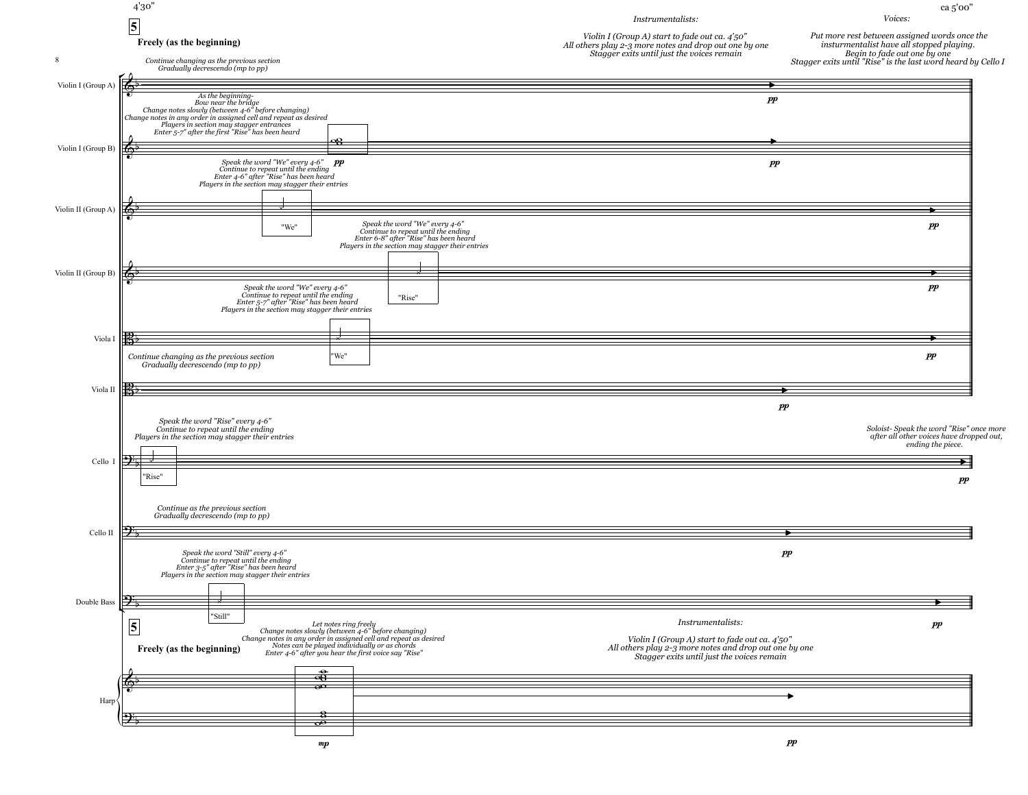4'30"

ca 5'00"

**5**

**Freely (as the beginning)**

*Instrumentalists:*

*Violin I (Group A) start to fade out ca. 4'50"*
*All others play 2-3 more notes and drop out one by one*
*Stagger exits until just the voices remain*

*Voices:*

*Put more rest between assigned words once the insturmentalist have all stopped playing.*
*Begin to fade out one by one*
*Stagger exits until "Rise" is the last word heard by Cello I*

**Violin I (Group A)**

*Continue changing as the previous section*
*Gradually decrescendo (mp to pp)*

pp

**Violin I (Group B)**

*As the beginning-*
*Bow near the bridge*
*Change notes slowly (between 4-6" before changing)*
*Change notes in any order in assigned cell and repeat as desired*
*Players in section may stagger entrances*
*Enter 5-7" after the first "Rise" has been heard*

pp — pp

**Violin II (Group A)**

*Speak the word "We" every 4-6"*
*Continue to repeat until the ending*
*Enter 4-6" after "Rise" has been heard*
*Players in the section may stagger their entries*

"We"

pp

**Violin II (Group B)**

*Speak the word "We" every 4-6"*
*Continue to repeat until the ending*
*Enter 6-8" after "Rise" has been heard*
*Players in the section may stagger their entries*

"Rise"

pp

**Viola I**

*Speak the word "We" every 4-6"*
*Continue to repeat until the ending*
*Enter 5-7" after "Rise" has been heard*
*Players in the section may stagger their entries*

"We"

pp

**Viola II**

*Continue changing as the previous section*
*Gradually decrescendo (mp to pp)*

pp

**Cello I**

*Speak the word "Rise" every 4-6"*
*Continue to repeat until the ending*
*Players in the section may stagger their entries*

"Rise"

*Soloist- Speak the word "Rise" once more after all other voices have dropped out, ending the piece.*

pp

**Cello II**

*Continue as the previous section*
*Gradually decrescendo (mp to pp)*

pp

**Double Bass**

*Speak the word "Still" every 4-6"*
*Continue to repeat until the ending*
*Enter 3-5" after "Rise" has been heard*
*Players in the section may stagger their entries*

"Still"

pp

**5**

**Freely (as the beginning)**

**Harp**

*Let notes ring freely*
*Change notes slowly (between 4-6" before changing)*
*Change notes in any order in assigned cell and repeat as desired*
*Notes can be played individually or as chords*
*Enter 4-6" after you hear the first voice say "Rise"*

mp — pp

*Instrumentalists:*

*Violin I (Group A) start to fade out ca. 4'50"*
*All others play 2-3 more notes and drop out one by one*
*Stagger exits until just the voices remain*